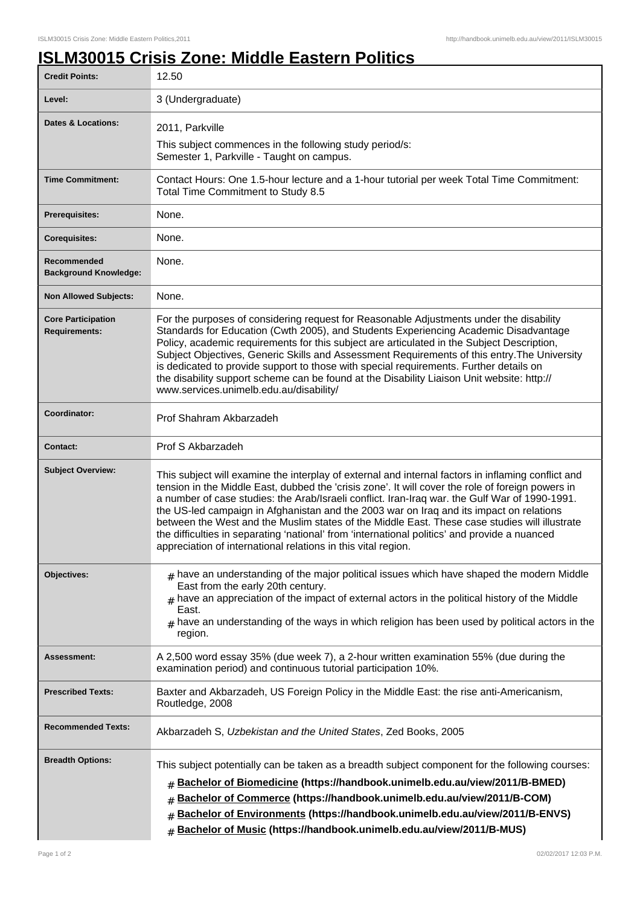# ISLM30015 Crisis Zone: Middle Eastern Politics

| | |
|---|---|
| **Credit Points:** | 12.50 |
| **Level:** | 3 (Undergraduate) |
| **Dates & Locations:** | 2011, Parkville<br>This subject commences in the following study period/s:<br>Semester 1, Parkville - Taught on campus. |
| **Time Commitment:** | Contact Hours: One 1.5-hour lecture and a 1-hour tutorial per week Total Time Commitment: Total Time Commitment to Study 8.5 |
| **Prerequisites:** | None. |
| **Corequisites:** | None. |
| **Recommended Background Knowledge:** | None. |
| **Non Allowed Subjects:** | None. |
| **Core Participation Requirements:** | For the purposes of considering request for Reasonable Adjustments under the disability Standards for Education (Cwth 2005), and Students Experiencing Academic Disadvantage Policy, academic requirements for this subject are articulated in the Subject Description, Subject Objectives, Generic Skills and Assessment Requirements of this entry.The University is dedicated to provide support to those with special requirements. Further details on the disability support scheme can be found at the Disability Liaison Unit website: http://www.services.unimelb.edu.au/disability/ |
| **Coordinator:** | Prof Shahram Akbarzadeh |
| **Contact:** | Prof S Akbarzadeh |
| **Subject Overview:** | This subject will examine the interplay of external and internal factors in inflaming conflict and tension in the Middle East, dubbed the 'crisis zone'. It will cover the role of foreign powers in a number of case studies: the Arab/Israeli conflict. Iran-Iraq war. the Gulf War of 1990-1991. the US-led campaign in Afghanistan and the 2003 war on Iraq and its impact on relations between the West and the Muslim states of the Middle East. These case studies will illustrate the difficulties in separating 'national' from 'international politics' and provide a nuanced appreciation of international relations in this vital region. |
| **Objectives:** | # have an understanding of the major political issues which have shaped the modern Middle East from the early 20th century.<br># have an appreciation of the impact of external actors in the political history of the Middle East.<br># have an understanding of the ways in which religion has been used by political actors in the region. |
| **Assessment:** | A 2,500 word essay 35% (due week 7), a 2-hour written examination 55% (due during the examination period) and continuous tutorial participation 10%. |
| **Prescribed Texts:** | Baxter and Akbarzadeh, US Foreign Policy in the Middle East: the rise anti-Americanism, Routledge, 2008 |
| **Recommended Texts:** | Akbarzadeh S, *Uzbekistan and the United States*, Zed Books, 2005 |
| **Breadth Options:** | This subject potentially can be taken as a breadth subject component for the following courses:<br># **Bachelor of Biomedicine (https://handbook.unimelb.edu.au/view/2011/B-BMED)**<br># **Bachelor of Commerce (https://handbook.unimelb.edu.au/view/2011/B-COM)**<br># **Bachelor of Environments (https://handbook.unimelb.edu.au/view/2011/B-ENVS)**<br># **Bachelor of Music (https://handbook.unimelb.edu.au/view/2011/B-MUS)** |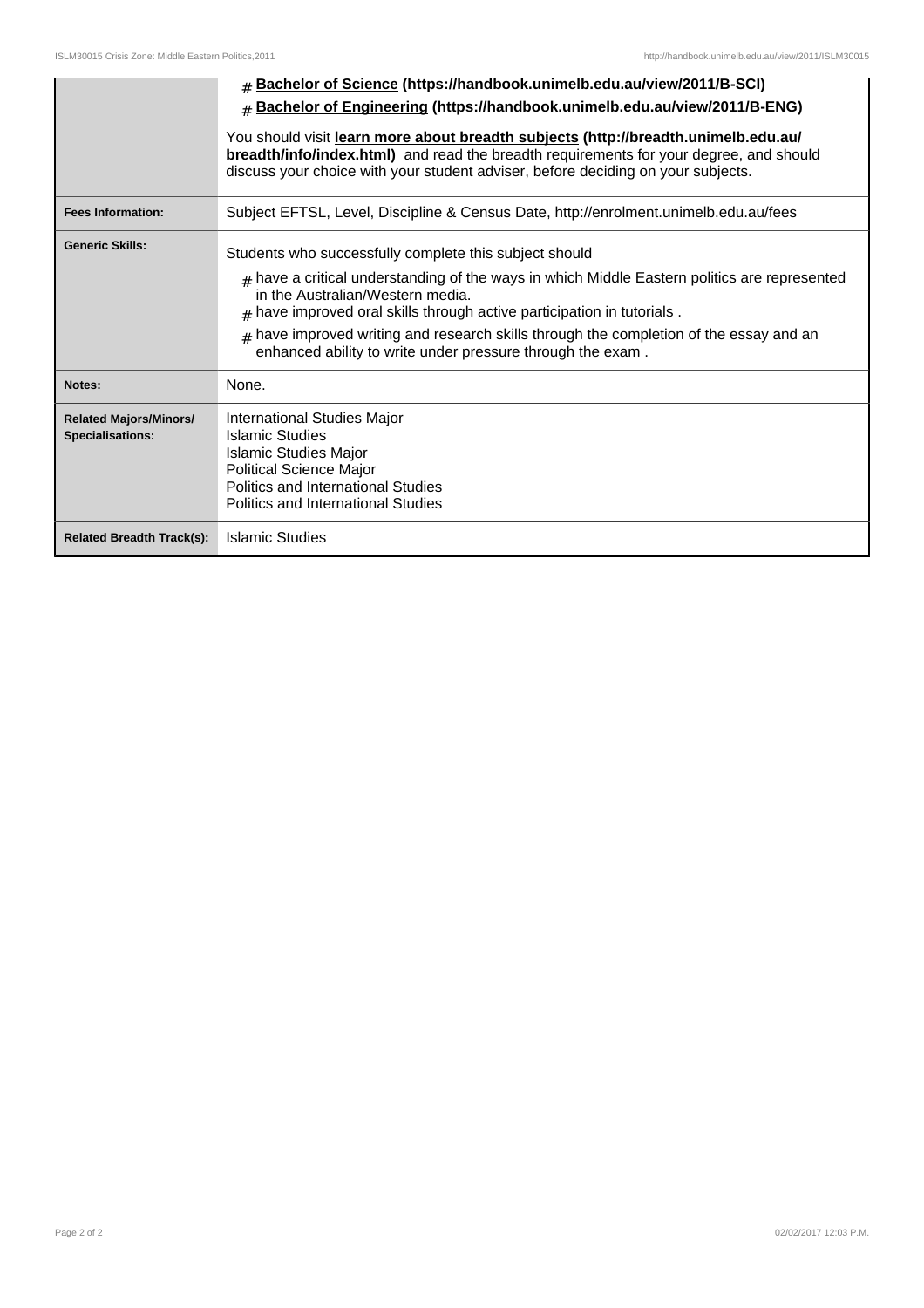| | |
|---|---|
| | # **Bachelor of Science (https://handbook.unimelb.edu.au/view/2011/B-SCI)**<br># **Bachelor of Engineering (https://handbook.unimelb.edu.au/view/2011/B-ENG)**<br><br>You should visit **learn more about breadth subjects (http://breadth.unimelb.edu.au/breadth/info/index.html)** and read the breadth requirements for your degree, and should discuss your choice with your student adviser, before deciding on your subjects. |
| **Fees Information:** | Subject EFTSL, Level, Discipline & Census Date, http://enrolment.unimelb.edu.au/fees |
| **Generic Skills:** | Students who successfully complete this subject should<br># have a critical understanding of the ways in which Middle Eastern politics are represented in the Australian/Western media.<br># have improved oral skills through active participation in tutorials .<br># have improved writing and research skills through the completion of the essay and an enhanced ability to write under pressure through the exam . |
| **Notes:** | None. |
| **Related Majors/Minors/ Specialisations:** | International Studies Major<br>Islamic Studies<br>Islamic Studies Major<br>Political Science Major<br>Politics and International Studies<br>Politics and International Studies |
| **Related Breadth Track(s):** | Islamic Studies |